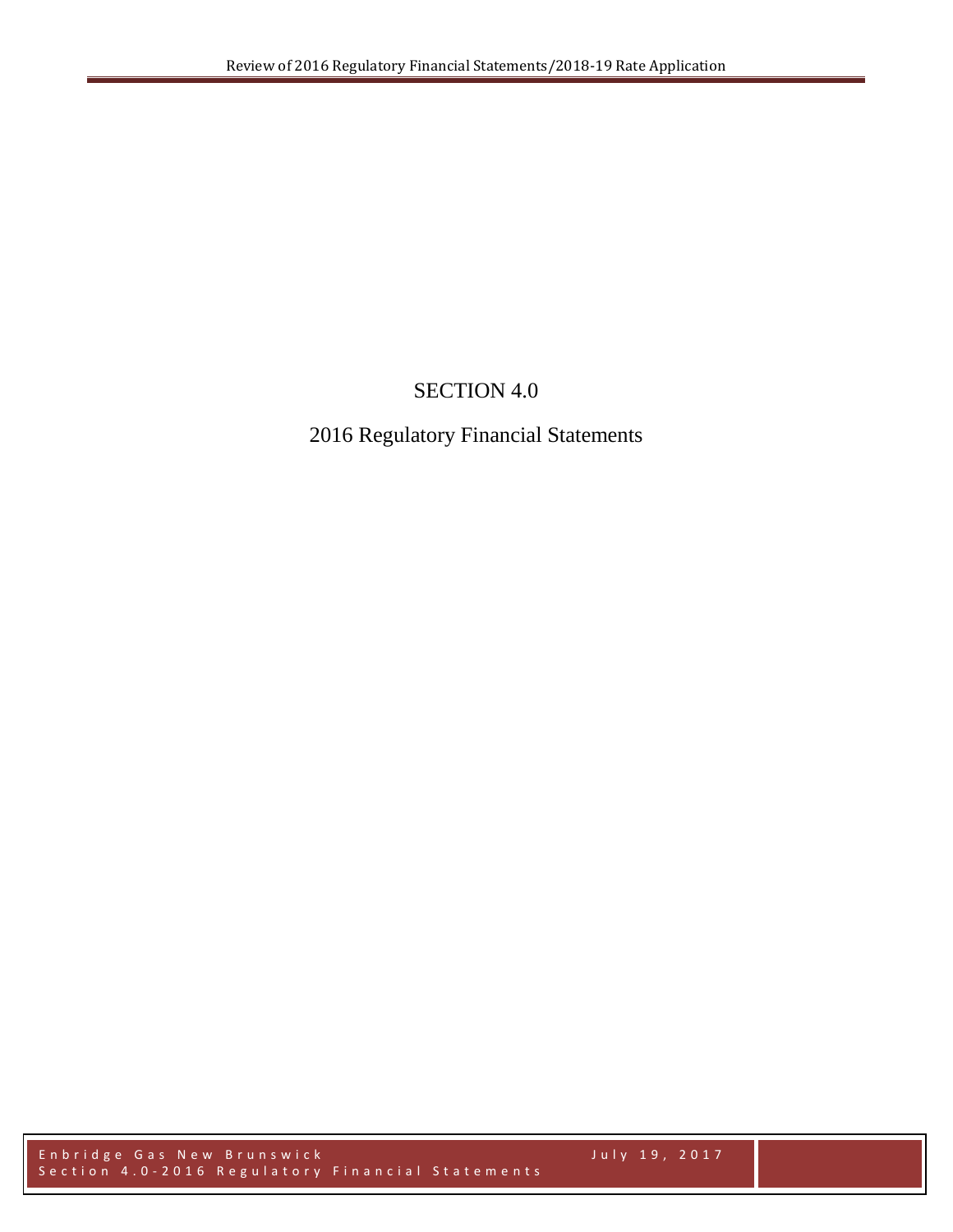# SECTION 4.0

## 2016 Regulatory Financial Statements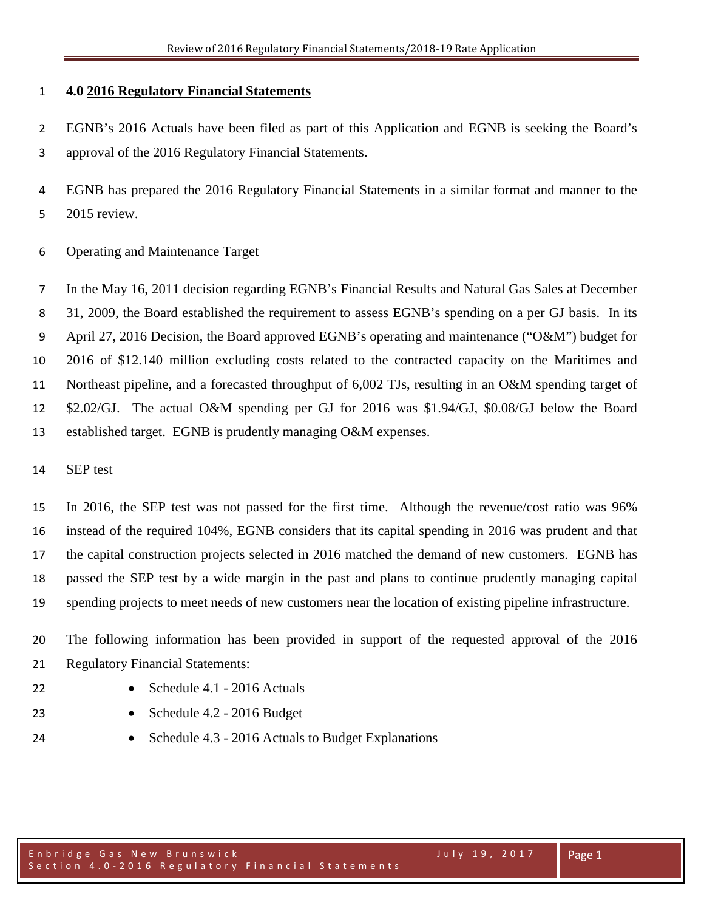# 4.0 2016 Regulatory Financial Statements

EGNB's 2016 Actuals have been filed as part of this Application and EGNB is seeking the Board's approval of the 2016 Regulatory Financial Statements.

EGNB has prepared the 2016 Regulatory Financial Statements in a similar format and manner to the 2015 review.

## Operating and Maintenance Target

In the May 16, 2011 decision regarding EGNB's Financial Results and Natural Gas Sales at December 31, 2009, the Board established the requirement to assess EGNB's spending on a per GJ basis. In its April 27, 2016 Decision, the Board approved EGNB's operating and maintenance ("O&M") budget for 2016 of $12.140 million excluding costs related to the contracted capacity on the Maritimes and Northeast pipeline, and a forecasted throughput of 6,002 TJs, resulting in an O&M spending target of $2.02/GJ. The actual O&M spending per GJ for 2016 was $1.94/GJ, $0.08/GJ below the Board established target. EGNB is prudently managing O&M expenses.

## SEP test

In 2016, the SEP test was not passed for the first time. Although the revenue/cost ratio was 96% instead of the required 104%, EGNB considers that its capital spending in 2016 was prudent and that the capital construction projects selected in 2016 matched the demand of new customers. EGNB has passed the SEP test by a wide margin in the past and plans to continue prudently managing capital spending projects to meet needs of new customers near the location of existing pipeline infrastructure.

The following information has been provided in support of the requested approval of the 2016 Regulatory Financial Statements:

- Schedule 4.1 - 2016 Actuals
- Schedule 4.2 - 2016 Budget
- Schedule 4.3 - 2016 Actuals to Budget Explanations